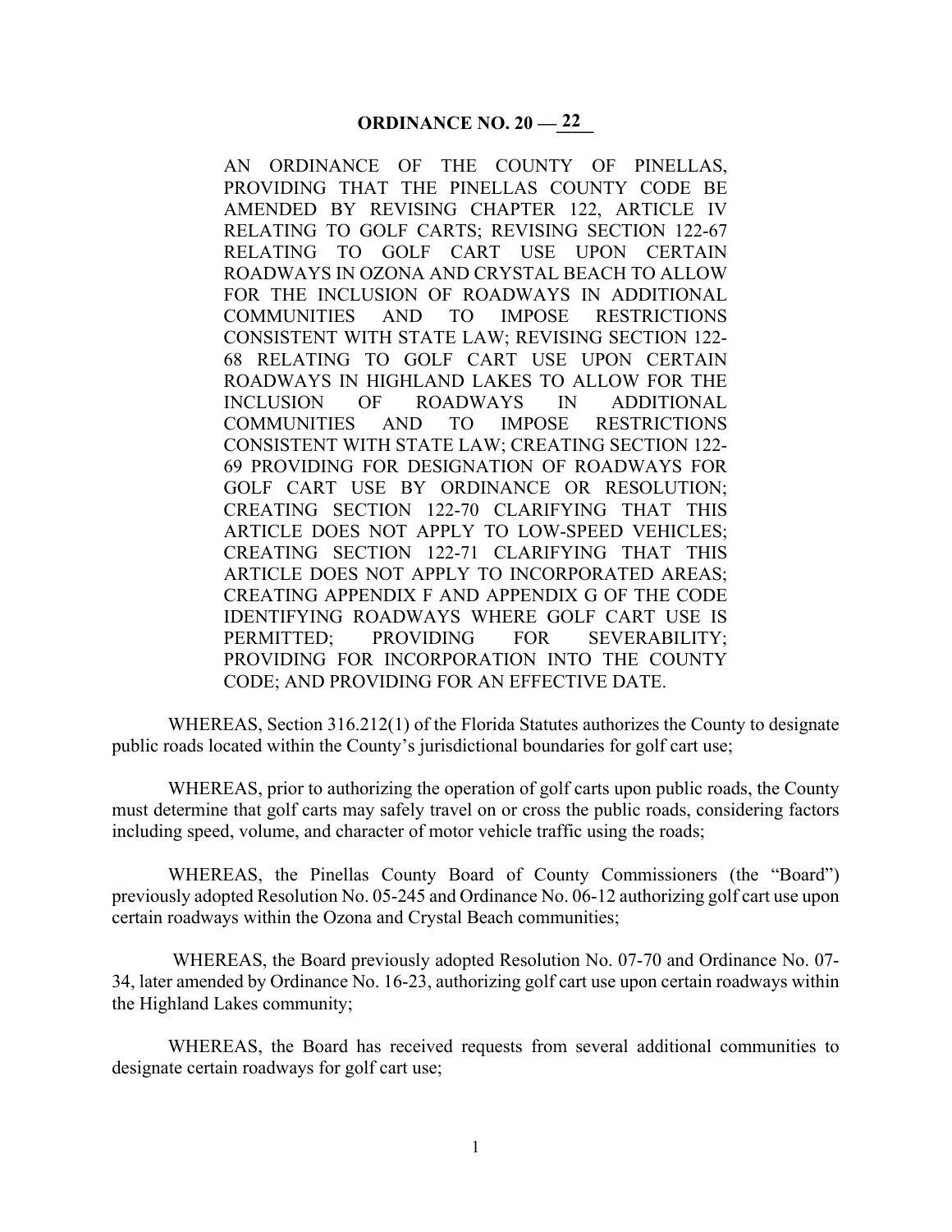# ORDINANCE NO. 20 — 22

AN ORDINANCE OF THE COUNTY OF PINELLAS, PROVIDING THAT THE PINELLAS COUNTY CODE BE AMENDED BY REVISING CHAPTER 122, ARTICLE IV RELATING TO GOLF CARTS; REVISING SECTION 122-67 RELATING TO GOLF CART USE UPON CERTAIN ROADWAYS IN OZONA AND CRYSTAL BEACH TO ALLOW FOR THE INCLUSION OF ROADWAYS IN ADDITIONAL COMMUNITIES AND TO IMPOSE RESTRICTIONS CONSISTENT WITH STATE LAW; REVISING SECTION 122-68 RELATING TO GOLF CART USE UPON CERTAIN ROADWAYS IN HIGHLAND LAKES TO ALLOW FOR THE INCLUSION OF ROADWAYS IN ADDITIONAL COMMUNITIES AND TO IMPOSE RESTRICTIONS CONSISTENT WITH STATE LAW; CREATING SECTION 122-69 PROVIDING FOR DESIGNATION OF ROADWAYS FOR GOLF CART USE BY ORDINANCE OR RESOLUTION; CREATING SECTION 122-70 CLARIFYING THAT THIS ARTICLE DOES NOT APPLY TO LOW-SPEED VEHICLES; CREATING SECTION 122-71 CLARIFYING THAT THIS ARTICLE DOES NOT APPLY TO INCORPORATED AREAS; CREATING APPENDIX F AND APPENDIX G OF THE CODE IDENTIFYING ROADWAYS WHERE GOLF CART USE IS PERMITTED; PROVIDING FOR SEVERABILITY; PROVIDING FOR INCORPORATION INTO THE COUNTY CODE; AND PROVIDING FOR AN EFFECTIVE DATE.

WHEREAS, Section 316.212(1) of the Florida Statutes authorizes the County to designate public roads located within the County's jurisdictional boundaries for golf cart use;

WHEREAS, prior to authorizing the operation of golf carts upon public roads, the County must determine that golf carts may safely travel on or cross the public roads, considering factors including speed, volume, and character of motor vehicle traffic using the roads;

WHEREAS, the Pinellas County Board of County Commissioners (the "Board") previously adopted Resolution No. 05-245 and Ordinance No. 06-12 authorizing golf cart use upon certain roadways within the Ozona and Crystal Beach communities;

WHEREAS, the Board previously adopted Resolution No. 07-70 and Ordinance No. 07-34, later amended by Ordinance No. 16-23, authorizing golf cart use upon certain roadways within the Highland Lakes community;

WHEREAS, the Board has received requests from several additional communities to designate certain roadways for golf cart use;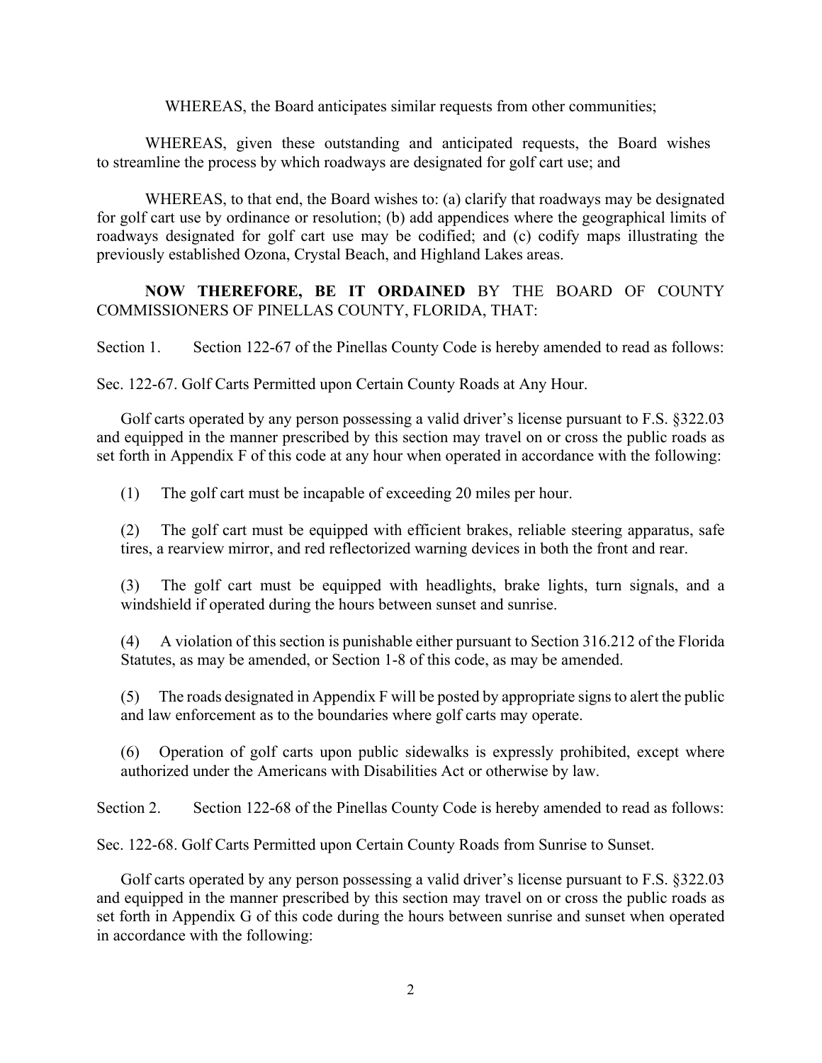WHEREAS, the Board anticipates similar requests from other communities;

WHEREAS, given these outstanding and anticipated requests, the Board wishes to streamline the process by which roadways are designated for golf cart use; and

WHEREAS, to that end, the Board wishes to: (a) clarify that roadways may be designated for golf cart use by ordinance or resolution; (b) add appendices where the geographical limits of roadways designated for golf cart use may be codified; and (c) codify maps illustrating the previously established Ozona, Crystal Beach, and Highland Lakes areas.

**NOW THEREFORE, BE IT ORDAINED** BY THE BOARD OF COUNTY COMMISSIONERS OF PINELLAS COUNTY, FLORIDA, THAT:

Section 1. Section 122-67 of the Pinellas County Code is hereby amended to read as follows:

Sec. 122-67. Golf Carts Permitted upon Certain County Roads at Any Hour.

Golf carts operated by any person possessing a valid driver's license pursuant to F.S. §322.03 and equipped in the manner prescribed by this section may travel on or cross the public roads as set forth in Appendix F of this code at any hour when operated in accordance with the following:

(1) The golf cart must be incapable of exceeding 20 miles per hour.

(2) The golf cart must be equipped with efficient brakes, reliable steering apparatus, safe tires, a rearview mirror, and red reflectorized warning devices in both the front and rear.

(3) The golf cart must be equipped with headlights, brake lights, turn signals, and a windshield if operated during the hours between sunset and sunrise.

(4) A violation of this section is punishable either pursuant to Section 316.212 of the Florida Statutes, as may be amended, or Section 1-8 of this code, as may be amended.

(5) The roads designated in Appendix F will be posted by appropriate signs to alert the public and law enforcement as to the boundaries where golf carts may operate.

(6) Operation of golf carts upon public sidewalks is expressly prohibited, except where authorized under the Americans with Disabilities Act or otherwise by law.

Section 2. Section 122-68 of the Pinellas County Code is hereby amended to read as follows:

Sec. 122-68. Golf Carts Permitted upon Certain County Roads from Sunrise to Sunset.

Golf carts operated by any person possessing a valid driver's license pursuant to F.S. §322.03 and equipped in the manner prescribed by this section may travel on or cross the public roads as set forth in Appendix G of this code during the hours between sunrise and sunset when operated in accordance with the following: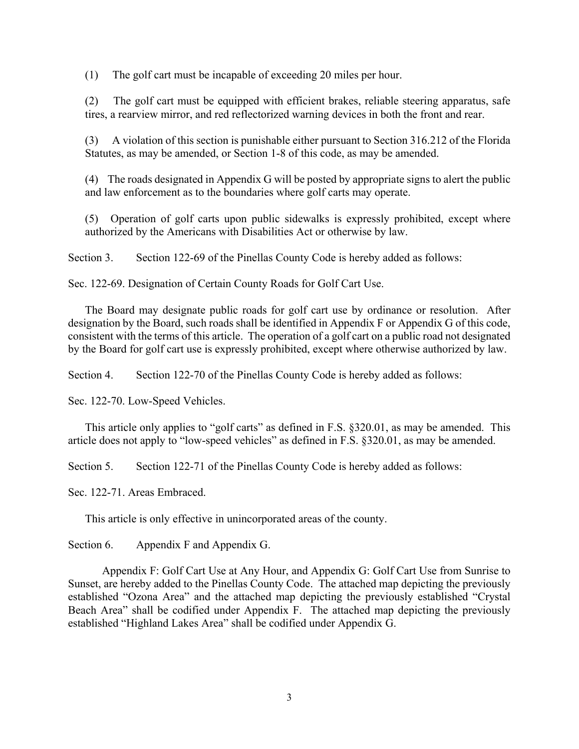(1) The golf cart must be incapable of exceeding 20 miles per hour.

(2) The golf cart must be equipped with efficient brakes, reliable steering apparatus, safe tires, a rearview mirror, and red reflectorized warning devices in both the front and rear.

(3) A violation of this section is punishable either pursuant to Section 316.212 of the Florida Statutes, as may be amended, or Section 1-8 of this code, as may be amended.

(4) The roads designated in Appendix G will be posted by appropriate signs to alert the public and law enforcement as to the boundaries where golf carts may operate.

(5) Operation of golf carts upon public sidewalks is expressly prohibited, except where authorized by the Americans with Disabilities Act or otherwise by law.

Section 3. Section 122-69 of the Pinellas County Code is hereby added as follows:

Sec. 122-69. Designation of Certain County Roads for Golf Cart Use.

The Board may designate public roads for golf cart use by ordinance or resolution. After designation by the Board, such roads shall be identified in Appendix F or Appendix G of this code, consistent with the terms of this article. The operation of a golf cart on a public road not designated by the Board for golf cart use is expressly prohibited, except where otherwise authorized by law.

Section 4. Section 122-70 of the Pinellas County Code is hereby added as follows:

Sec. 122-70. Low-Speed Vehicles.

This article only applies to "golf carts" as defined in F.S. §320.01, as may be amended. This article does not apply to "low-speed vehicles" as defined in F.S. §320.01, as may be amended.

Section 5. Section 122-71 of the Pinellas County Code is hereby added as follows:

Sec. 122-71. Areas Embraced.

This article is only effective in unincorporated areas of the county.

Section 6. Appendix F and Appendix G.

Appendix F: Golf Cart Use at Any Hour, and Appendix G: Golf Cart Use from Sunrise to Sunset, are hereby added to the Pinellas County Code. The attached map depicting the previously established "Ozona Area" and the attached map depicting the previously established "Crystal Beach Area" shall be codified under Appendix F. The attached map depicting the previously established "Highland Lakes Area" shall be codified under Appendix G.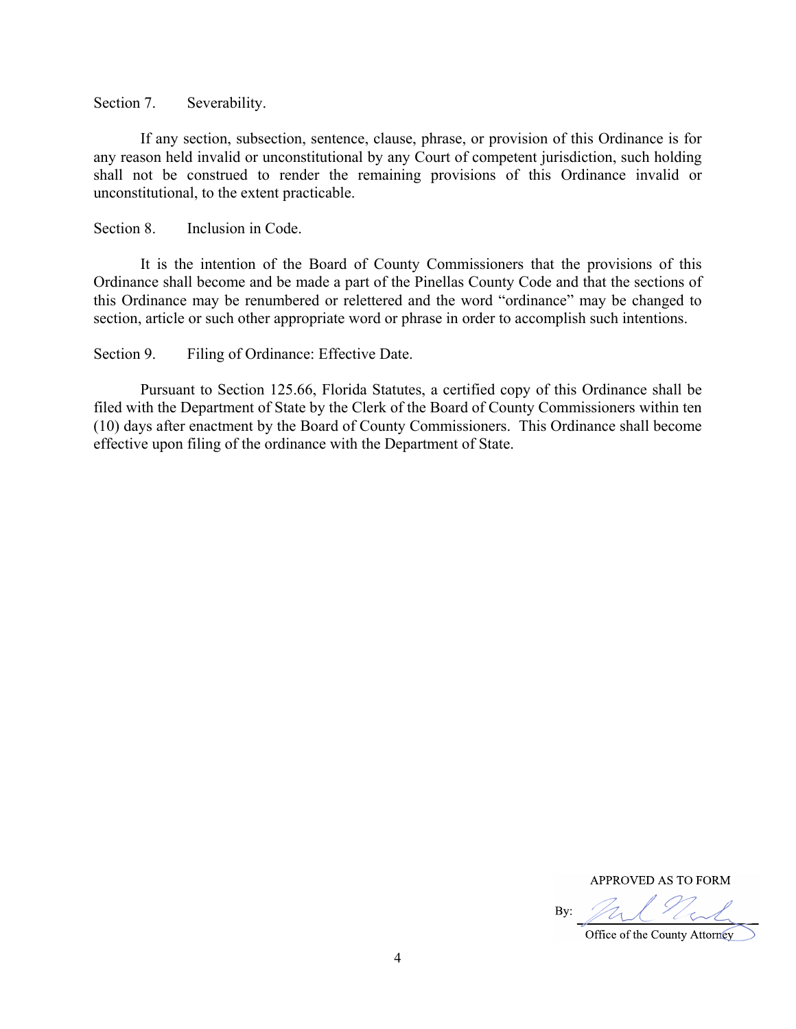Section 7. Severability.

If any section, subsection, sentence, clause, phrase, or provision of this Ordinance is for any reason held invalid or unconstitutional by any Court of competent jurisdiction, such holding shall not be construed to render the remaining provisions of this Ordinance invalid or unconstitutional, to the extent practicable.

Section 8. Inclusion in Code.

It is the intention of the Board of County Commissioners that the provisions of this Ordinance shall become and be made a part of the Pinellas County Code and that the sections of this Ordinance may be renumbered or relettered and the word "ordinance" may be changed to section, article or such other appropriate word or phrase in order to accomplish such intentions.

Section 9. Filing of Ordinance: Effective Date.

Pursuant to Section 125.66, Florida Statutes, a certified copy of this Ordinance shall be filed with the Department of State by the Clerk of the Board of County Commissioners within ten (10) days after enactment by the Board of County Commissioners. This Ordinance shall become effective upon filing of the ordinance with the Department of State.

APPROVED AS TO FORM

By: ______________________

Office of the County Attorney